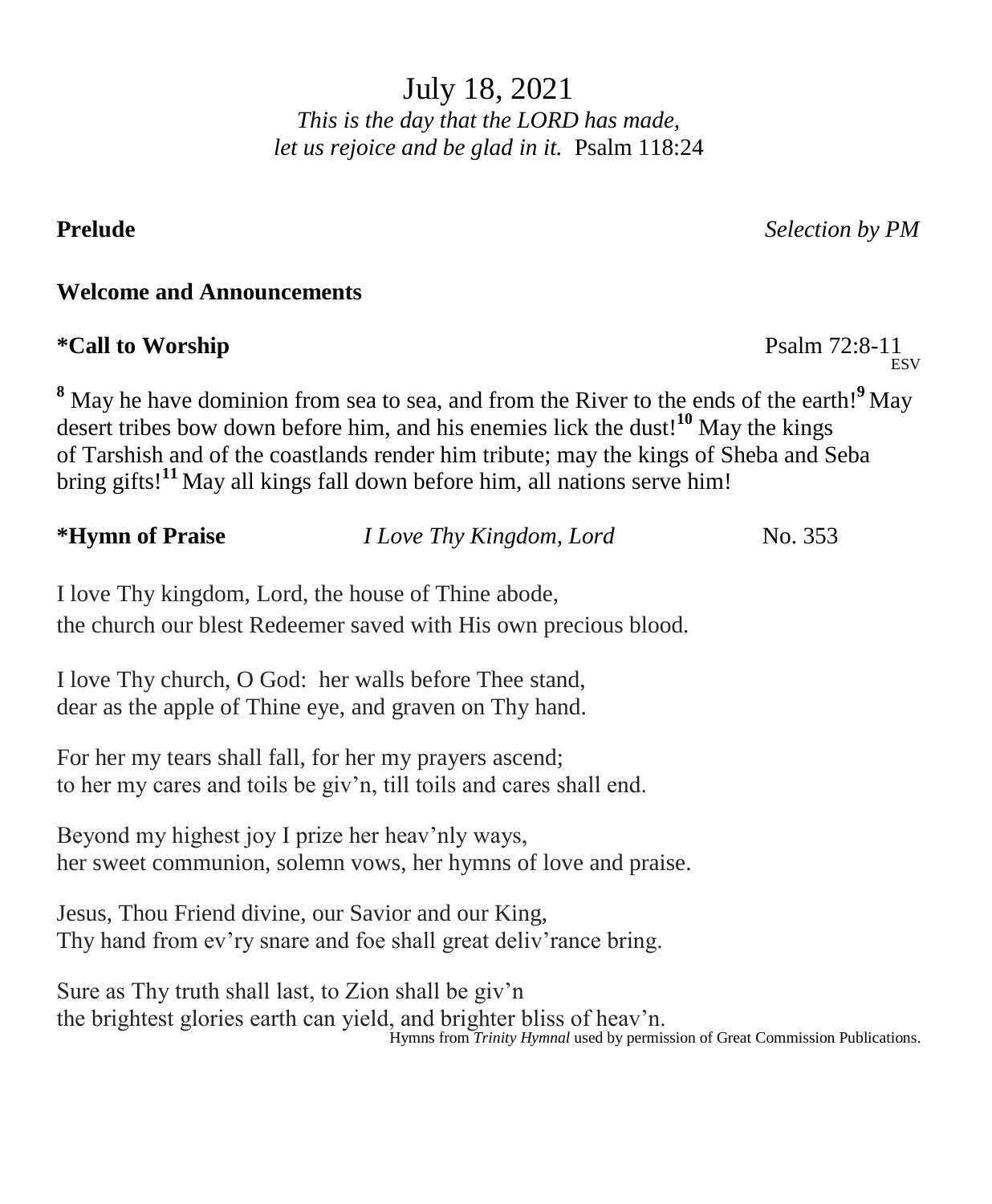# July 18, 2021

*This is the day that the LORD has made, let us rejoice and be glad in it.* Psalm 118:24

**Prelude** *Selection by PM*

**Welcome and Announcements**

**\*Call to Worship** Psalm 72:8-11 ESV

[8] May he have dominion from sea to sea, and from the River to the ends of the earth![9] May desert tribes bow down before him, and his enemies lick the dust![10] May the kings of Tarshish and of the coastlands render him tribute; may the kings of Sheba and Seba bring gifts![11] May all kings fall down before him, all nations serve him!

**\*Hymn of Praise** *I Love Thy Kingdom, Lord* No. 353

I love Thy kingdom, Lord, the house of Thine abode,
the church our blest Redeemer saved with His own precious blood.

I love Thy church, O God: her walls before Thee stand,
dear as the apple of Thine eye, and graven on Thy hand.

For her my tears shall fall, for her my prayers ascend;
to her my cares and toils be giv'n, till toils and cares shall end.

Beyond my highest joy I prize her heav'nly ways,
her sweet communion, solemn vows, her hymns of love and praise.

Jesus, Thou Friend divine, our Savior and our King,
Thy hand from ev'ry snare and foe shall great deliv'rance bring.

Sure as Thy truth shall last, to Zion shall be giv'n
the brightest glories earth can yield, and brighter bliss of heav'n.

Hymns from *Trinity Hymnal* used by permission of Great Commission Publications.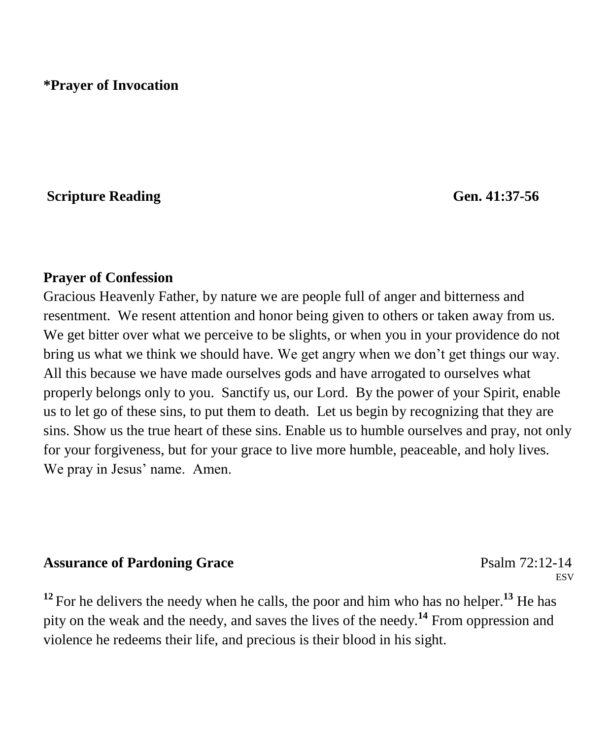**\*Prayer of Invocation**

**Scripture Reading** **Gen. 41:37-56**

**Prayer of Confession**

Gracious Heavenly Father, by nature we are people full of anger and bitterness and resentment. We resent attention and honor being given to others or taken away from us. We get bitter over what we perceive to be slights, or when you in your providence do not bring us what we think we should have. We get angry when we don't get things our way. All this because we have made ourselves gods and have arrogated to ourselves what properly belongs only to you. Sanctify us, our Lord. By the power of your Spirit, enable us to let go of these sins, to put them to death. Let us begin by recognizing that they are sins. Show us the true heart of these sins. Enable us to humble ourselves and pray, not only for your forgiveness, but for your grace to live more humble, peaceable, and holy lives. We pray in Jesus' name. Amen.

**Assurance of Pardoning Grace** Psalm 72:12-14 ESV

**12** For he delivers the needy when he calls, the poor and him who has no helper. **13** He has pity on the weak and the needy, and saves the lives of the needy. **14** From oppression and violence he redeems their life, and precious is their blood in his sight.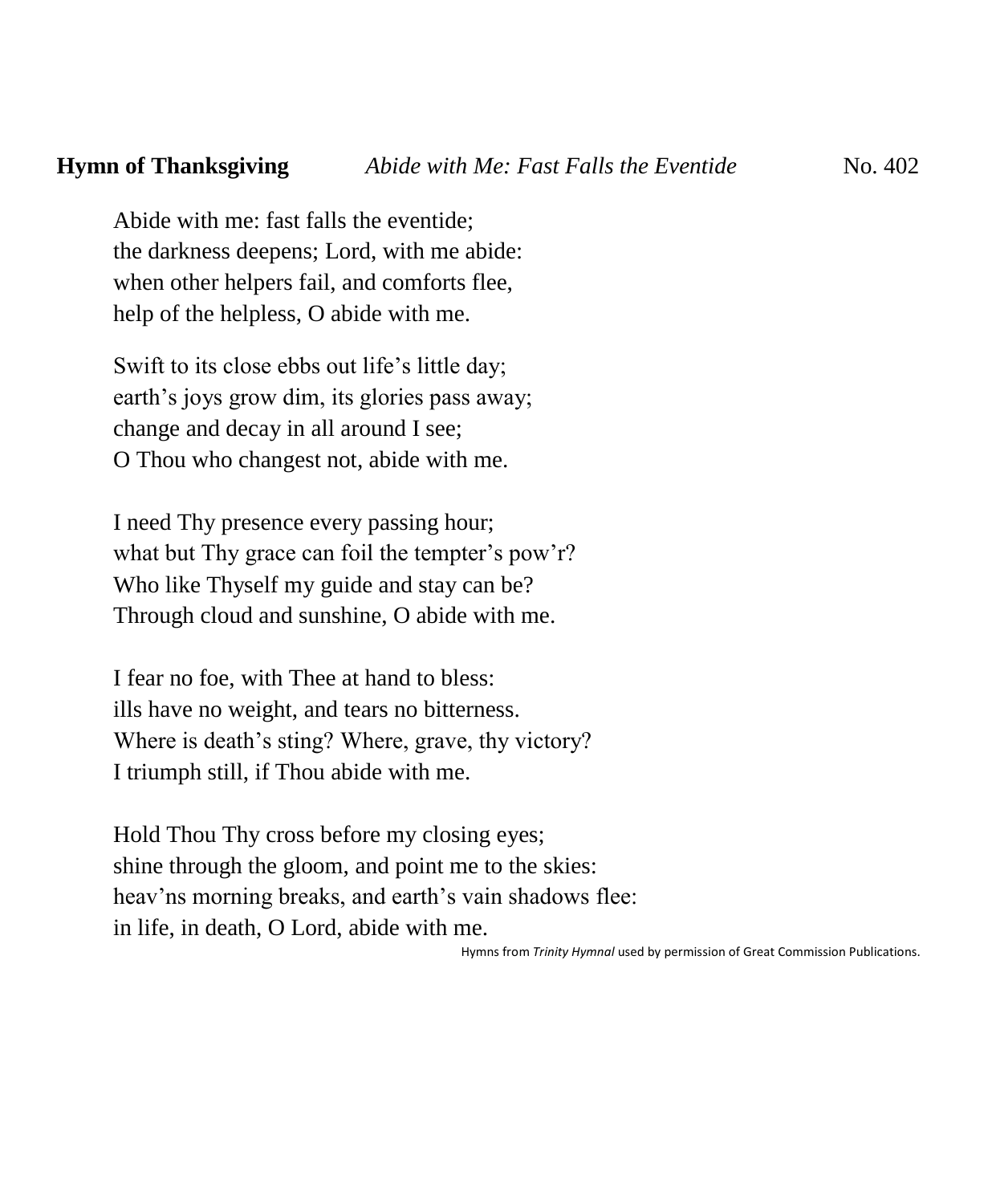**Hymn of Thanksgiving** *Abide with Me: Fast Falls the Eventide* No. 402

Abide with me: fast falls the eventide;
the darkness deepens; Lord, with me abide:
when other helpers fail, and comforts flee,
help of the helpless, O abide with me.

Swift to its close ebbs out life's little day;
earth's joys grow dim, its glories pass away;
change and decay in all around I see;
O Thou who changest not, abide with me.

I need Thy presence every passing hour;
what but Thy grace can foil the tempter's pow'r?
Who like Thyself my guide and stay can be?
Through cloud and sunshine, O abide with me.

I fear no foe, with Thee at hand to bless:
ills have no weight, and tears no bitterness.
Where is death's sting? Where, grave, thy victory?
I triumph still, if Thou abide with me.

Hold Thou Thy cross before my closing eyes;
shine through the gloom, and point me to the skies:
heav'ns morning breaks, and earth's vain shadows flee:
in life, in death, O Lord, abide with me.

Hymns from *Trinity Hymnal* used by permission of Great Commission Publications.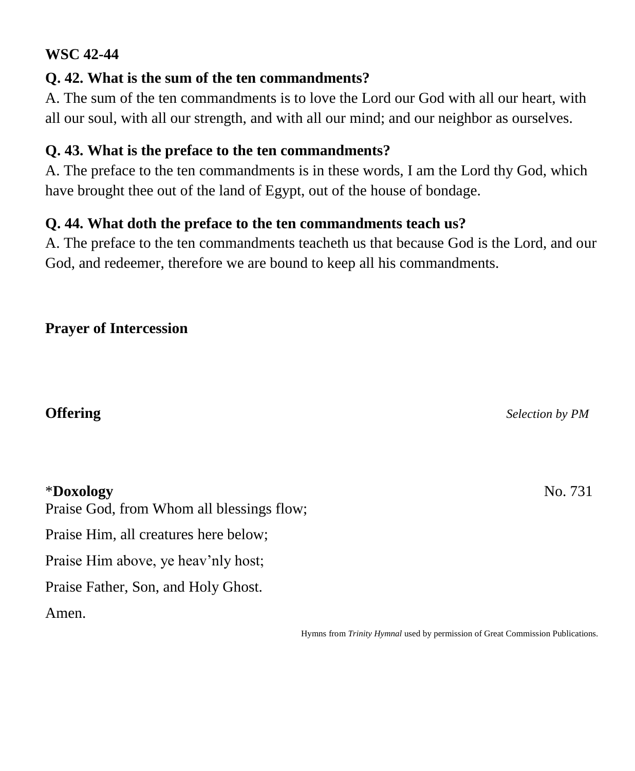**WSC 42-44**

**Q. 42. What is the sum of the ten commandments?**

A. The sum of the ten commandments is to love the Lord our God with all our heart, with all our soul, with all our strength, and with all our mind; and our neighbor as ourselves.

**Q. 43. What is the preface to the ten commandments?**

A. The preface to the ten commandments is in these words, I am the Lord thy God, which have brought thee out of the land of Egypt, out of the house of bondage.

**Q. 44. What doth the preface to the ten commandments teach us?**

A. The preface to the ten commandments teacheth us that because God is the Lord, and our God, and redeemer, therefore we are bound to keep all his commandments.

**Prayer of Intercession**

**Offering** *Selection by PM*

*****Doxology** No. 731

Praise God, from Whom all blessings flow;

Praise Him, all creatures here below;

Praise Him above, ye heav'nly host;

Praise Father, Son, and Holy Ghost.

Amen.

Hymns from *Trinity Hymnal* used by permission of Great Commission Publications.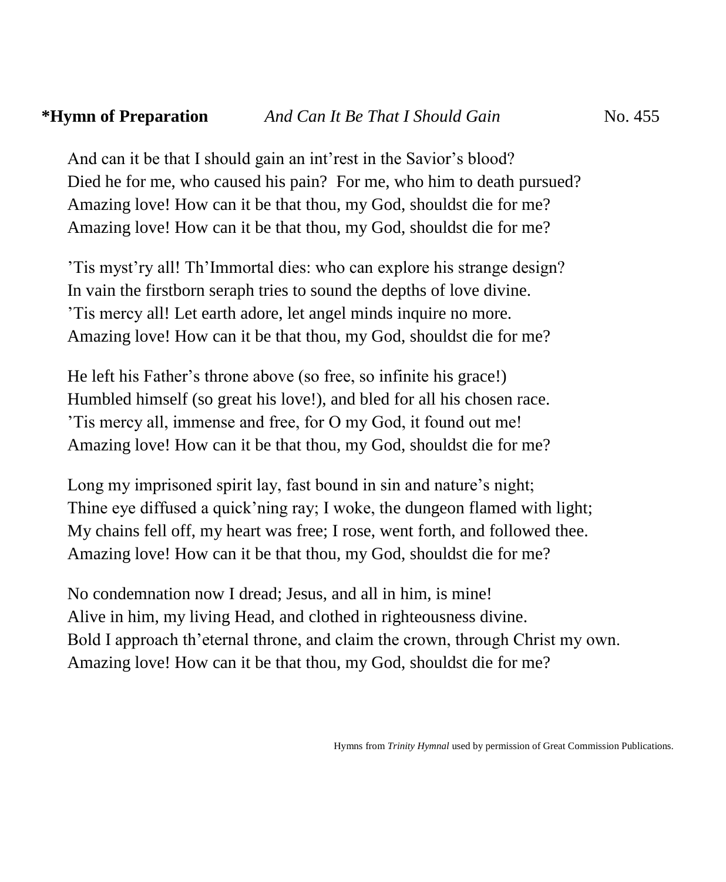**\*Hymn of Preparation** *And Can It Be That I Should Gain* No. 455

And can it be that I should gain an int'rest in the Savior's blood?
Died he for me, who caused his pain? For me, who him to death pursued?
Amazing love! How can it be that thou, my God, shouldst die for me?
Amazing love! How can it be that thou, my God, shouldst die for me?

'Tis myst'ry all! Th'Immortal dies: who can explore his strange design?
In vain the firstborn seraph tries to sound the depths of love divine.
'Tis mercy all! Let earth adore, let angel minds inquire no more.
Amazing love! How can it be that thou, my God, shouldst die for me?

He left his Father's throne above (so free, so infinite his grace!)
Humbled himself (so great his love!), and bled for all his chosen race.
'Tis mercy all, immense and free, for O my God, it found out me!
Amazing love! How can it be that thou, my God, shouldst die for me?

Long my imprisoned spirit lay, fast bound in sin and nature's night;
Thine eye diffused a quick'ning ray; I woke, the dungeon flamed with light;
My chains fell off, my heart was free; I rose, went forth, and followed thee.
Amazing love! How can it be that thou, my God, shouldst die for me?

No condemnation now I dread; Jesus, and all in him, is mine!
Alive in him, my living Head, and clothed in righteousness divine.
Bold I approach th'eternal throne, and claim the crown, through Christ my own.
Amazing love! How can it be that thou, my God, shouldst die for me?

Hymns from *Trinity Hymnal* used by permission of Great Commission Publications.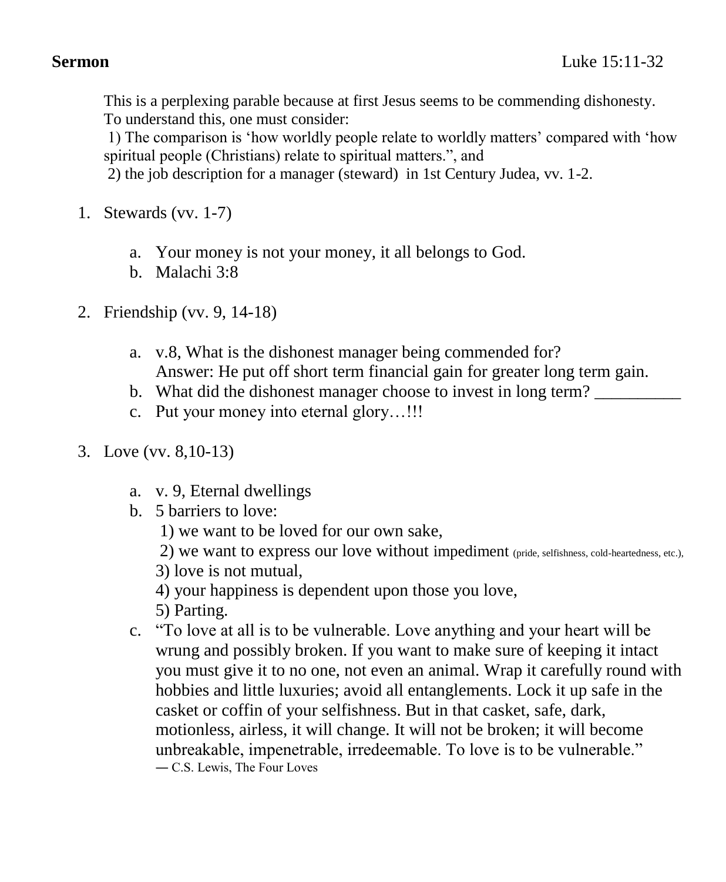**Sermon** Luke 15:11-32

This is a perplexing parable because at first Jesus seems to be commending dishonesty. To understand this, one must consider:
1) The comparison is 'how worldly people relate to worldly matters' compared with 'how spiritual people (Christians) relate to spiritual matters.", and
2) the job description for a manager (steward) in 1st Century Judea, vv. 1-2.

1. Stewards (vv. 1-7)

    a. Your money is not your money, it all belongs to God.
    b. Malachi 3:8

2. Friendship (vv. 9, 14-18)

    a. v.8, What is the dishonest manager being commended for?
       Answer: He put off short term financial gain for greater long term gain.
    b. What did the dishonest manager choose to invest in long term? __________
    c. Put your money into eternal glory…!!!

3. Love (vv. 8,10-13)

    a. v. 9, Eternal dwellings
    b. 5 barriers to love:
       1) we want to be loved for our own sake,
       2) we want to express our love without impediment (pride, selfishness, cold-heartedness, etc.),
       3) love is not mutual,
       4) your happiness is dependent upon those you love,
       5) Parting.
    c. "To love at all is to be vulnerable. Love anything and your heart will be wrung and possibly broken. If you want to make sure of keeping it intact you must give it to no one, not even an animal. Wrap it carefully round with hobbies and little luxuries; avoid all entanglements. Lock it up safe in the casket or coffin of your selfishness. But in that casket, safe, dark, motionless, airless, it will change. It will not be broken; it will become unbreakable, impenetrable, irredeemable. To love is to be vulnerable."
       ― C.S. Lewis, The Four Loves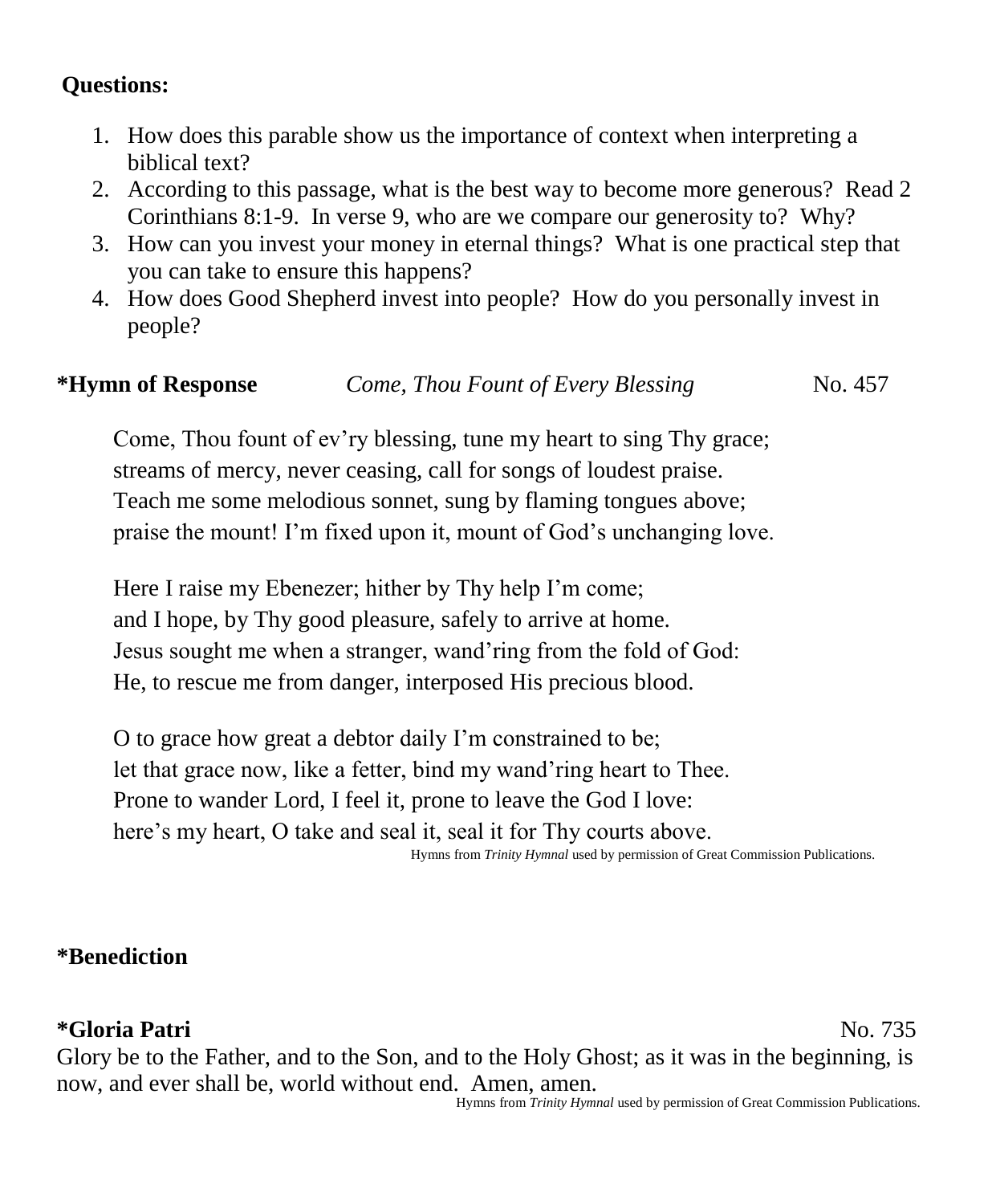**Questions:**

1. How does this parable show us the importance of context when interpreting a biblical text?
2. According to this passage, what is the best way to become more generous? Read 2 Corinthians 8:1-9. In verse 9, who are we compare our generosity to? Why?
3. How can you invest your money in eternal things? What is one practical step that you can take to ensure this happens?
4. How does Good Shepherd invest into people? How do you personally invest in people?

**\*Hymn of Response** *Come, Thou Fount of Every Blessing* No. 457

Come, Thou fount of ev'ry blessing, tune my heart to sing Thy grace;
streams of mercy, never ceasing, call for songs of loudest praise.
Teach me some melodious sonnet, sung by flaming tongues above;
praise the mount! I'm fixed upon it, mount of God's unchanging love.

Here I raise my Ebenezer; hither by Thy help I'm come;
and I hope, by Thy good pleasure, safely to arrive at home.
Jesus sought me when a stranger, wand'ring from the fold of God:
He, to rescue me from danger, interposed His precious blood.

O to grace how great a debtor daily I'm constrained to be;
let that grace now, like a fetter, bind my wand'ring heart to Thee.
Prone to wander Lord, I feel it, prone to leave the God I love:
here's my heart, O take and seal it, seal it for Thy courts above.

Hymns from *Trinity Hymnal* used by permission of Great Commission Publications.

**\*Benediction**

**\*Gloria Patri** No. 735

Glory be to the Father, and to the Son, and to the Holy Ghost; as it was in the beginning, is now, and ever shall be, world without end. Amen, amen.

Hymns from *Trinity Hymnal* used by permission of Great Commission Publications.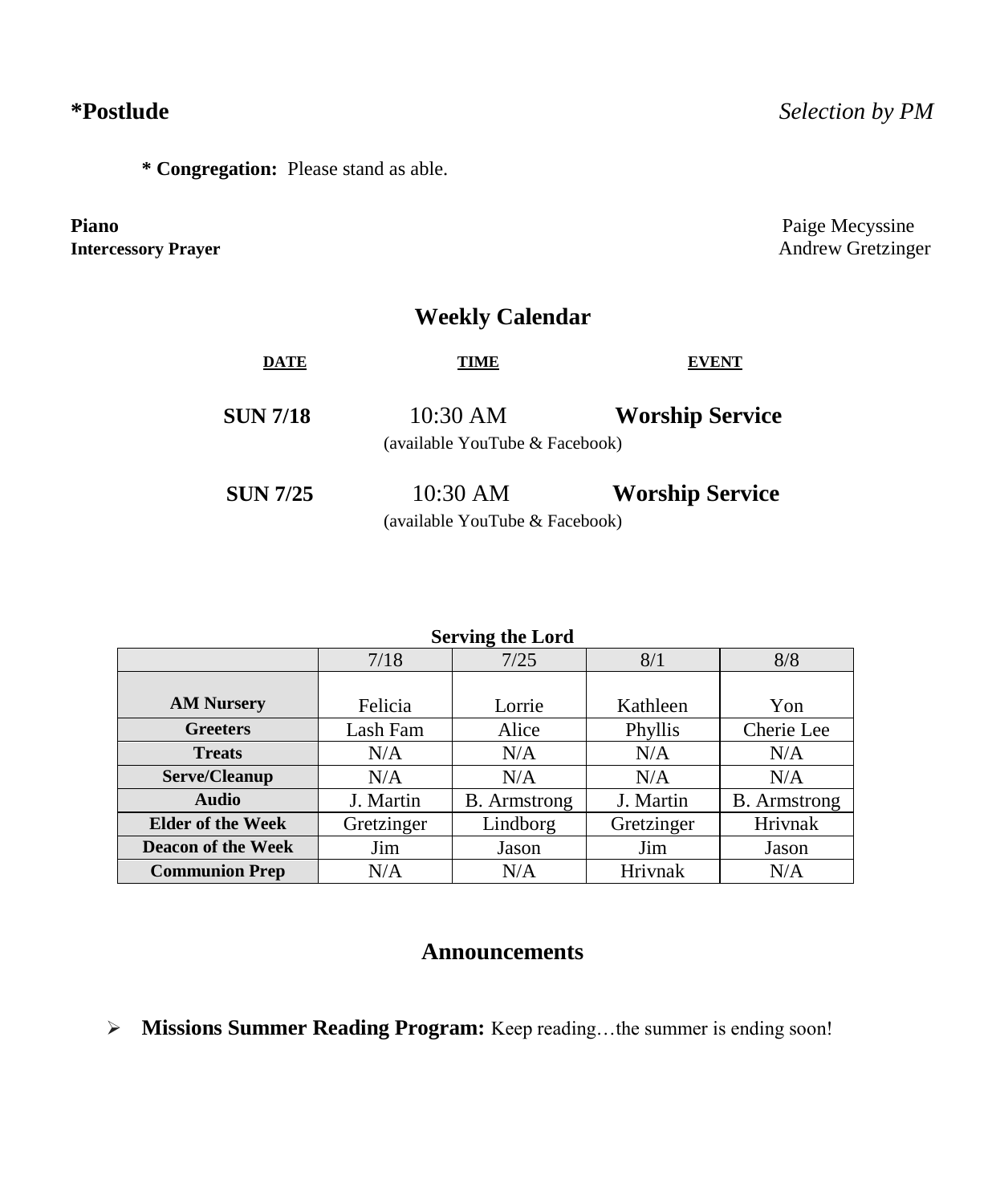**\*Postlude** *Selection by PM*

**\* Congregation:** Please stand as able.

**Piano** Paige Mecyssine
**Intercessory Prayer** Andrew Gretzinger

## Weekly Calendar

| DATE | TIME | EVENT |
|---|---|---|
| **SUN 7/18** | 10:30 AM (available YouTube & Facebook) | **Worship Service** |
| **SUN 7/25** | 10:30 AM (available YouTube & Facebook) | **Worship Service** |

**Serving the Lord**

| | 7/18 | 7/25 | 8/1 | 8/8 |
|---|---|---|---|---|
| **AM Nursery** | Felicia | Lorrie | Kathleen | Yon |
| **Greeters** | Lash Fam | Alice | Phyllis | Cherie Lee |
| **Treats** | N/A | N/A | N/A | N/A |
| **Serve/Cleanup** | N/A | N/A | N/A | N/A |
| **Audio** | J. Martin | B. Armstrong | J. Martin | B. Armstrong |
| **Elder of the Week** | Gretzinger | Lindborg | Gretzinger | Hrivnak |
| **Deacon of the Week** | Jim | Jason | Jim | Jason |
| **Communion Prep** | N/A | N/A | Hrivnak | N/A |

## Announcements

- **Missions Summer Reading Program:** Keep reading…the summer is ending soon!